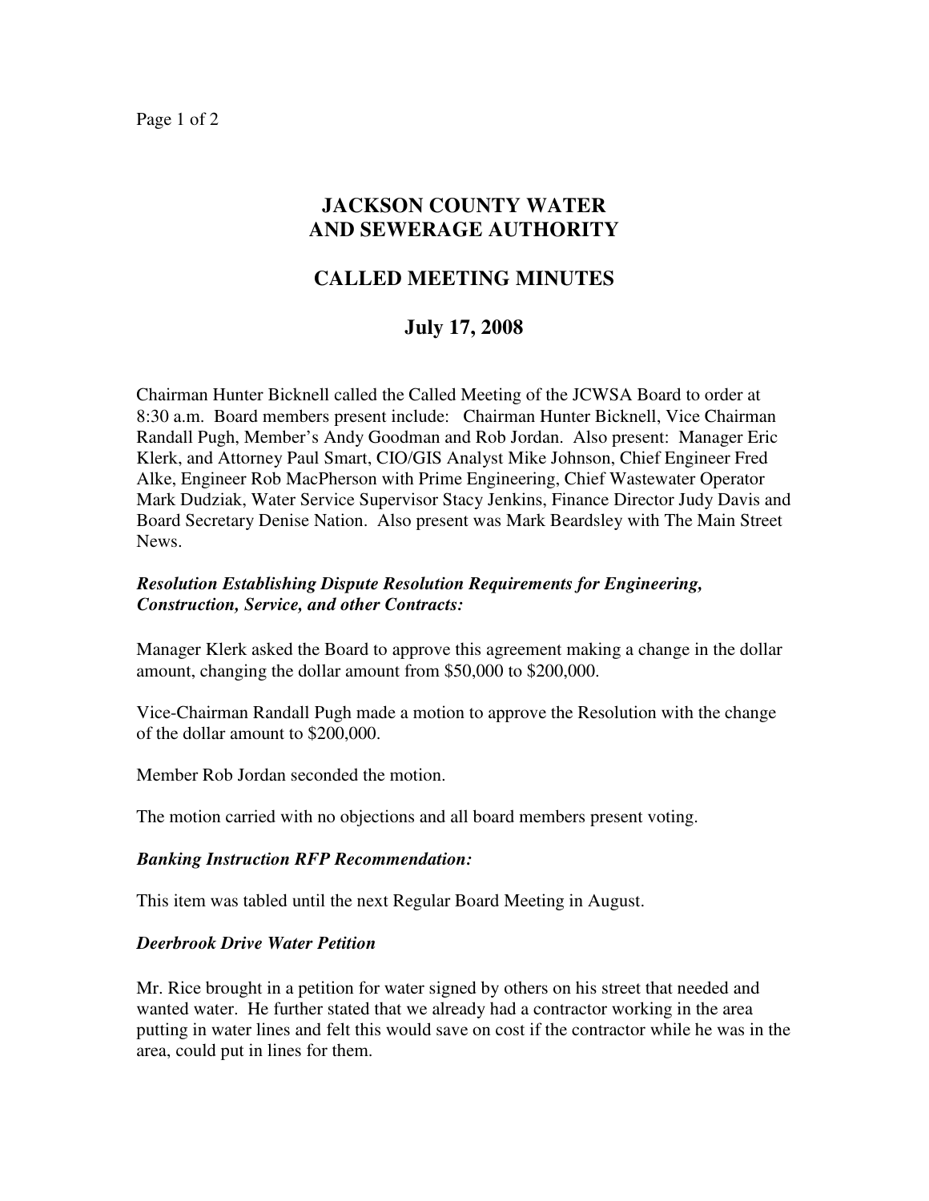# JACKSON COUNTY WATER AND SEWERAGE AUTHORITY

## CALLED MEETING MINUTES

## July 17, 2008

Chairman Hunter Bicknell called the Called Meeting of the JCWSA Board to order at 8:30 a.m. Board members present include: Chairman Hunter Bicknell, Vice Chairman Randall Pugh, Member's Andy Goodman and Rob Jordan. Also present: Manager Eric Klerk, and Attorney Paul Smart, CIO/GIS Analyst Mike Johnson, Chief Engineer Fred Alke, Engineer Rob MacPherson with Prime Engineering, Chief Wastewater Operator Mark Dudziak, Water Service Supervisor Stacy Jenkins, Finance Director Judy Davis and Board Secretary Denise Nation. Also present was Mark Beardsley with The Main Street News.

***Resolution Establishing Dispute Resolution Requirements for Engineering, Construction, Service, and other Contracts:***

Manager Klerk asked the Board to approve this agreement making a change in the dollar amount, changing the dollar amount from $50,000 to $200,000.

Vice-Chairman Randall Pugh made a motion to approve the Resolution with the change of the dollar amount to $200,000.

Member Rob Jordan seconded the motion.

The motion carried with no objections and all board members present voting.

***Banking Instruction RFP Recommendation:***

This item was tabled until the next Regular Board Meeting in August.

***Deerbrook Drive Water Petition***

Mr. Rice brought in a petition for water signed by others on his street that needed and wanted water. He further stated that we already had a contractor working in the area putting in water lines and felt this would save on cost if the contractor while he was in the area, could put in lines for them.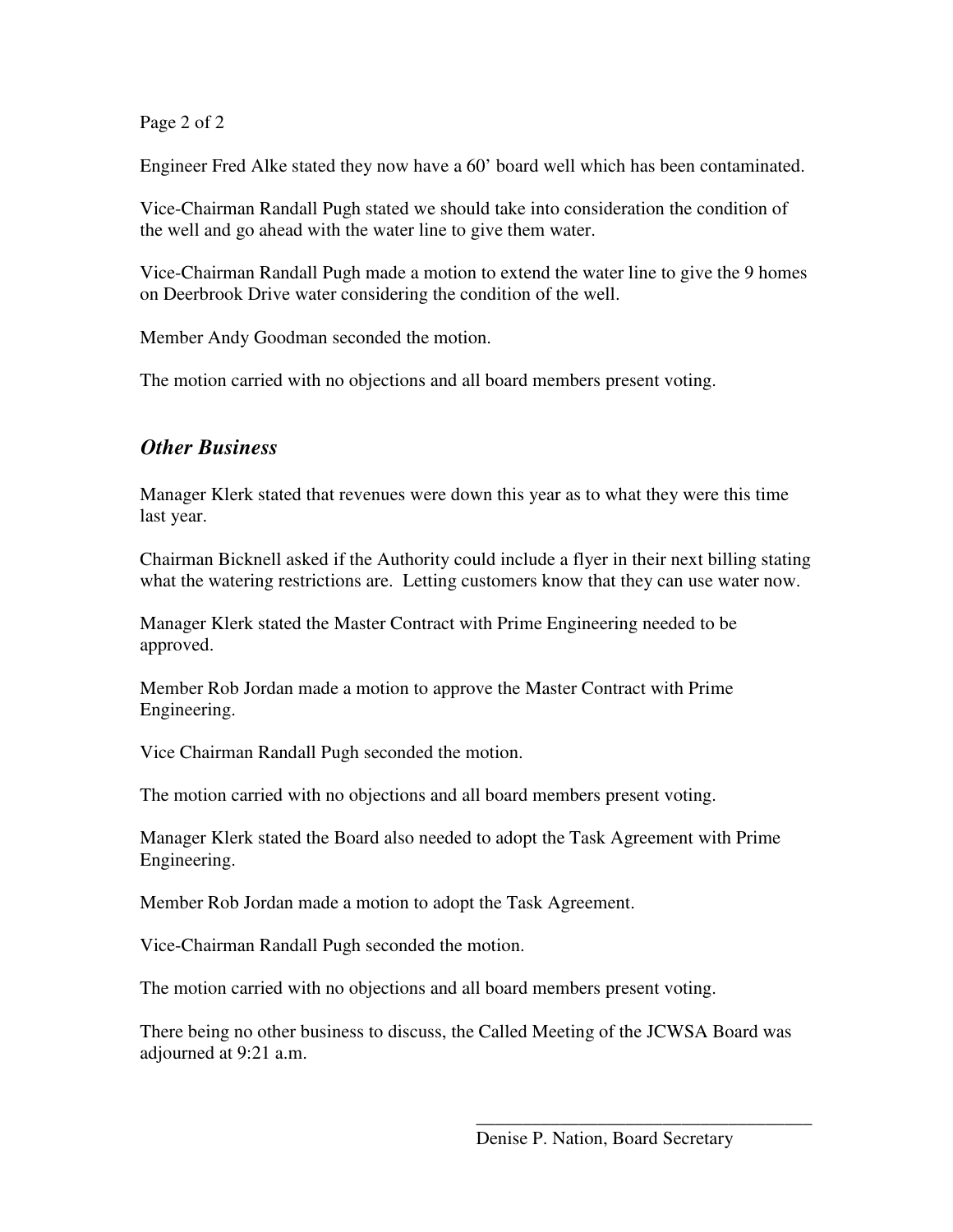Engineer Fred Alke stated they now have a 60’ board well which has been contaminated.

Vice-Chairman Randall Pugh stated we should take into consideration the condition of the well and go ahead with the water line to give them water.

Vice-Chairman Randall Pugh made a motion to extend the water line to give the 9 homes on Deerbrook Drive water considering the condition of the well.

Member Andy Goodman seconded the motion.

The motion carried with no objections and all board members present voting.

## *Other Business*

Manager Klerk stated that revenues were down this year as to what they were this time last year.

Chairman Bicknell asked if the Authority could include a flyer in their next billing stating what the watering restrictions are. Letting customers know that they can use water now.

Manager Klerk stated the Master Contract with Prime Engineering needed to be approved.

Member Rob Jordan made a motion to approve the Master Contract with Prime Engineering.

Vice Chairman Randall Pugh seconded the motion.

The motion carried with no objections and all board members present voting.

Manager Klerk stated the Board also needed to adopt the Task Agreement with Prime Engineering.

Member Rob Jordan made a motion to adopt the Task Agreement.

Vice-Chairman Randall Pugh seconded the motion.

The motion carried with no objections and all board members present voting.

There being no other business to discuss, the Called Meeting of the JCWSA Board was adjourned at 9:21 a.m.

\_\_\_\_\_\_\_\_\_\_\_\_\_\_\_\_\_\_\_\_\_\_\_\_\_\_\_\_\_\_\_\_\_\_\_\_\_\_

Denise P. Nation, Board Secretary